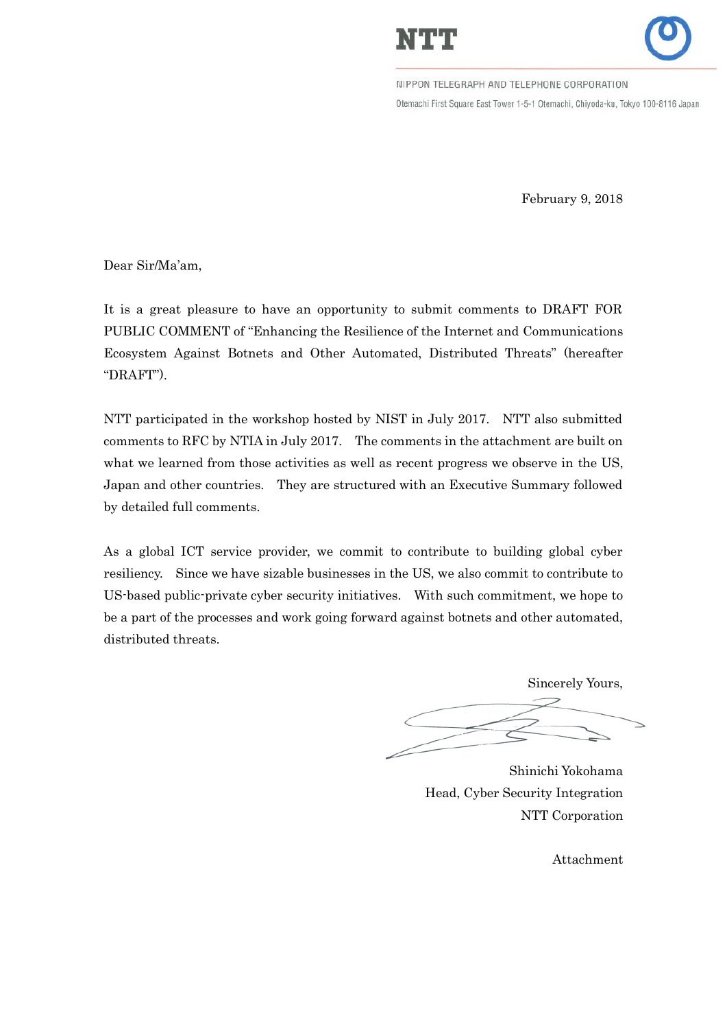NTT

NIPPON TELEGRAPH AND TELEPHONE CORPORATION

Otemachi First Square East Tower 1-5-1 Otemachi, Chiyoda-ku, Tokyo 100-8116 Japan

February 9, 2018

Dear Sir/Ma'am,

It is a great pleasure to have an opportunity to submit comments to DRAFT FOR PUBLIC COMMENT of "Enhancing the Resilience of the Internet and Communications Ecosystem Against Botnets and Other Automated, Distributed Threats" (hereafter "DRAFT").

NTT participated in the workshop hosted by NIST in July 2017. NTT also submitted comments to RFC by NTIA in July 2017. The comments in the attachment are built on what we learned from those activities as well as recent progress we observe in the US, Japan and other countries. They are structured with an Executive Summary followed by detailed full comments.

As a global ICT service provider, we commit to contribute to building global cyber resiliency. Since we have sizable businesses in the US, we also commit to contribute to US-based public-private cyber security initiatives. With such commitment, we hope to be a part of the processes and work going forward against botnets and other automated, distributed threats.

Sincerely Yours,

Shinichi Yokohama
Head, Cyber Security Integration
NTT Corporation

Attachment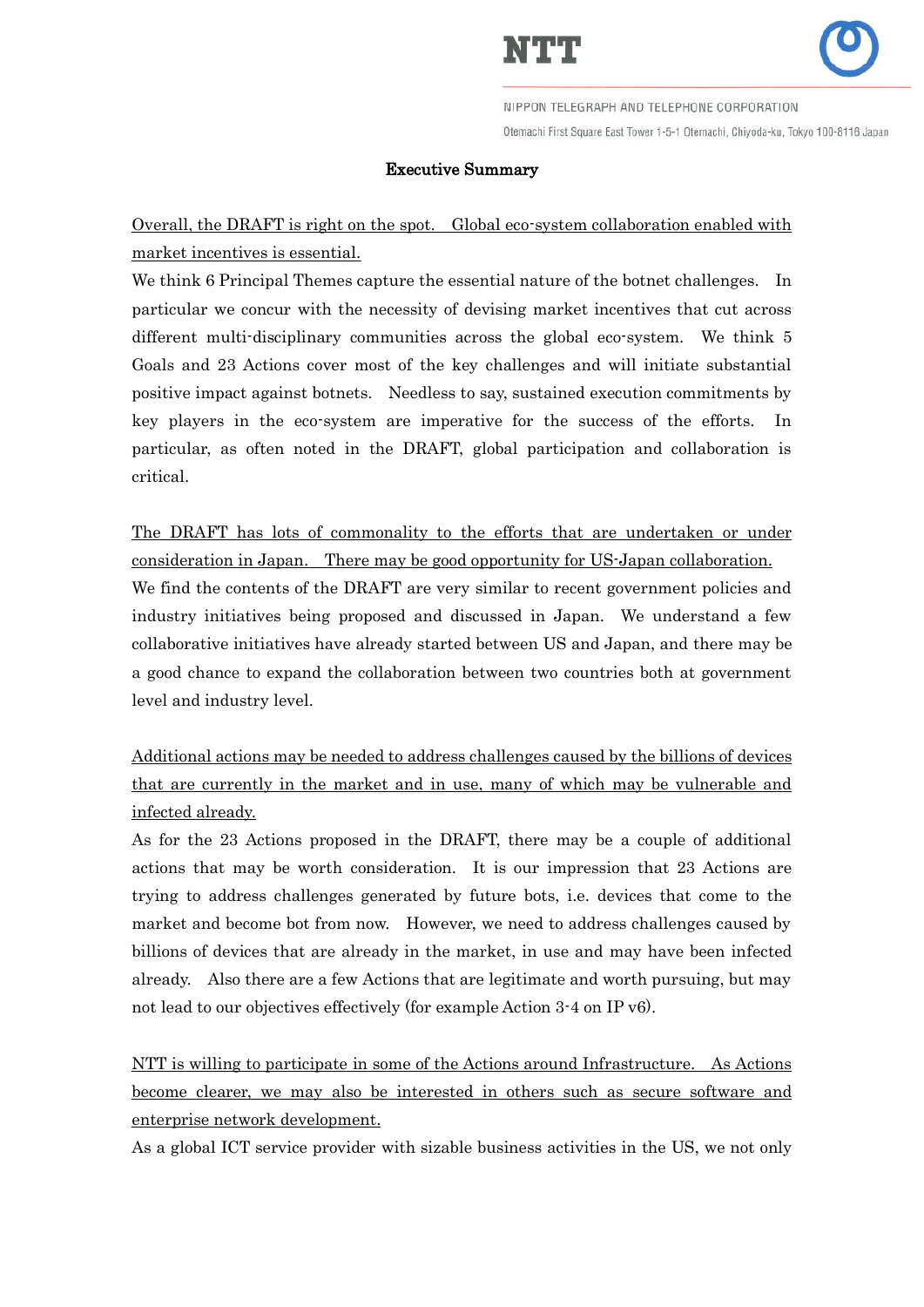NTT

NIPPON TELEGRAPH AND TELEPHONE CORPORATION

Otemachi First Square East Tower 1-5-1 Otemachi, Chiyoda-ku, Tokyo 100-8116 Japan

## Executive Summary

Overall, the DRAFT is right on the spot. Global eco-system collaboration enabled with market incentives is essential.

We think 6 Principal Themes capture the essential nature of the botnet challenges. In particular we concur with the necessity of devising market incentives that cut across different multi-disciplinary communities across the global eco-system. We think 5 Goals and 23 Actions cover most of the key challenges and will initiate substantial positive impact against botnets. Needless to say, sustained execution commitments by key players in the eco-system are imperative for the success of the efforts. In particular, as often noted in the DRAFT, global participation and collaboration is critical.

The DRAFT has lots of commonality to the efforts that are undertaken or under consideration in Japan. There may be good opportunity for US-Japan collaboration.

We find the contents of the DRAFT are very similar to recent government policies and industry initiatives being proposed and discussed in Japan. We understand a few collaborative initiatives have already started between US and Japan, and there may be a good chance to expand the collaboration between two countries both at government level and industry level.

Additional actions may be needed to address challenges caused by the billions of devices that are currently in the market and in use, many of which may be vulnerable and infected already.

As for the 23 Actions proposed in the DRAFT, there may be a couple of additional actions that may be worth consideration. It is our impression that 23 Actions are trying to address challenges generated by future bots, i.e. devices that come to the market and become bot from now. However, we need to address challenges caused by billions of devices that are already in the market, in use and may have been infected already. Also there are a few Actions that are legitimate and worth pursuing, but may not lead to our objectives effectively (for example Action 3-4 on IP v6).

NTT is willing to participate in some of the Actions around Infrastructure. As Actions become clearer, we may also be interested in others such as secure software and enterprise network development.

As a global ICT service provider with sizable business activities in the US, we not only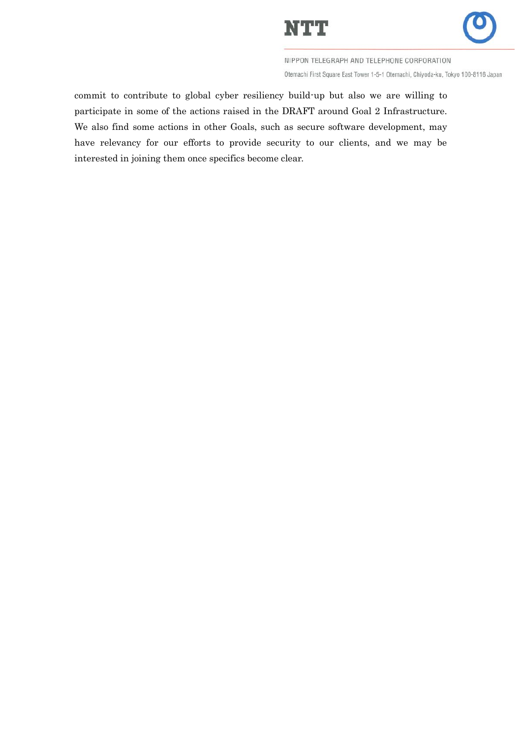commit to contribute to global cyber resiliency build-up but also we are willing to participate in some of the actions raised in the DRAFT around Goal 2 Infrastructure. We also find some actions in other Goals, such as secure software development, may have relevancy for our efforts to provide security to our clients, and we may be interested in joining them once specifics become clear.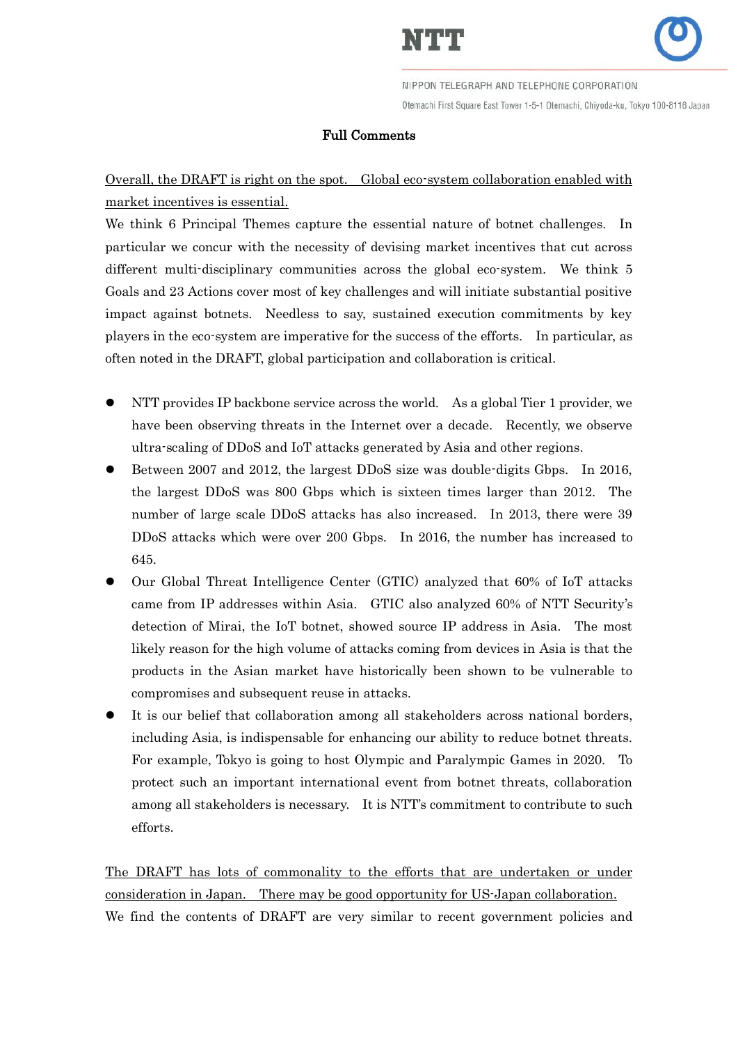NTT

NIPPON TELEGRAPH AND TELEPHONE CORPORATION

Otemachi First Square East Tower 1-5-1 Otemachi, Chiyoda-ku, Tokyo 100-8116 Japan

**Full Comments**

Overall, the DRAFT is right on the spot. Global eco-system collaboration enabled with market incentives is essential.

We think 6 Principal Themes capture the essential nature of botnet challenges. In particular we concur with the necessity of devising market incentives that cut across different multi-disciplinary communities across the global eco-system. We think 5 Goals and 23 Actions cover most of key challenges and will initiate substantial positive impact against botnets. Needless to say, sustained execution commitments by key players in the eco-system are imperative for the success of the efforts. In particular, as often noted in the DRAFT, global participation and collaboration is critical.

- NTT provides IP backbone service across the world. As a global Tier 1 provider, we have been observing threats in the Internet over a decade. Recently, we observe ultra-scaling of DDoS and IoT attacks generated by Asia and other regions.
- Between 2007 and 2012, the largest DDoS size was double-digits Gbps. In 2016, the largest DDoS was 800 Gbps which is sixteen times larger than 2012. The number of large scale DDoS attacks has also increased. In 2013, there were 39 DDoS attacks which were over 200 Gbps. In 2016, the number has increased to 645.
- Our Global Threat Intelligence Center (GTIC) analyzed that 60% of IoT attacks came from IP addresses within Asia. GTIC also analyzed 60% of NTT Security's detection of Mirai, the IoT botnet, showed source IP address in Asia. The most likely reason for the high volume of attacks coming from devices in Asia is that the products in the Asian market have historically been shown to be vulnerable to compromises and subsequent reuse in attacks.
- It is our belief that collaboration among all stakeholders across national borders, including Asia, is indispensable for enhancing our ability to reduce botnet threats. For example, Tokyo is going to host Olympic and Paralympic Games in 2020. To protect such an important international event from botnet threats, collaboration among all stakeholders is necessary. It is NTT's commitment to contribute to such efforts.

The DRAFT has lots of commonality to the efforts that are undertaken or under consideration in Japan. There may be good opportunity for US-Japan collaboration.

We find the contents of DRAFT are very similar to recent government policies and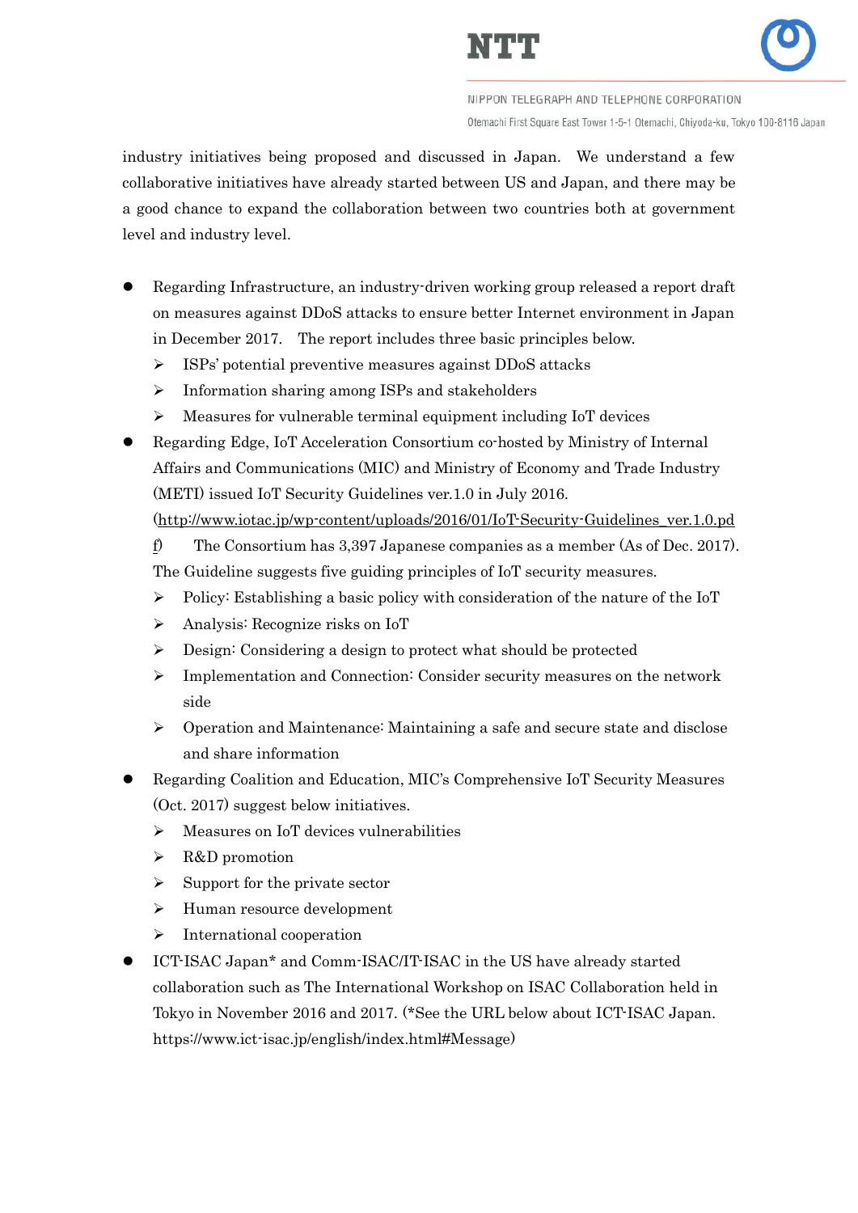industry initiatives being proposed and discussed in Japan. We understand a few collaborative initiatives have already started between US and Japan, and there may be a good chance to expand the collaboration between two countries both at government level and industry level.

- Regarding Infrastructure, an industry-driven working group released a report draft on measures against DDoS attacks to ensure better Internet environment in Japan in December 2017. The report includes three basic principles below.
  - ISPs' potential preventive measures against DDoS attacks
  - Information sharing among ISPs and stakeholders
  - Measures for vulnerable terminal equipment including IoT devices
- Regarding Edge, IoT Acceleration Consortium co-hosted by Ministry of Internal Affairs and Communications (MIC) and Ministry of Economy and Trade Industry (METI) issued IoT Security Guidelines ver.1.0 in July 2016. (http://www.iotac.jp/wp-content/uploads/2016/01/IoT-Security-Guidelines_ver.1.0.pdf) The Consortium has 3,397 Japanese companies as a member (As of Dec. 2017). The Guideline suggests five guiding principles of IoT security measures.
  - Policy: Establishing a basic policy with consideration of the nature of the IoT
  - Analysis: Recognize risks on IoT
  - Design: Considering a design to protect what should be protected
  - Implementation and Connection: Consider security measures on the network side
  - Operation and Maintenance: Maintaining a safe and secure state and disclose and share information
- Regarding Coalition and Education, MIC's Comprehensive IoT Security Measures (Oct. 2017) suggest below initiatives.
  - Measures on IoT devices vulnerabilities
  - R&D promotion
  - Support for the private sector
  - Human resource development
  - International cooperation
- ICT-ISAC Japan* and Comm-ISAC/IT-ISAC in the US have already started collaboration such as The International Workshop on ISAC Collaboration held in Tokyo in November 2016 and 2017. (*See the URL below about ICT-ISAC Japan. https://www.ict-isac.jp/english/index.html#Message)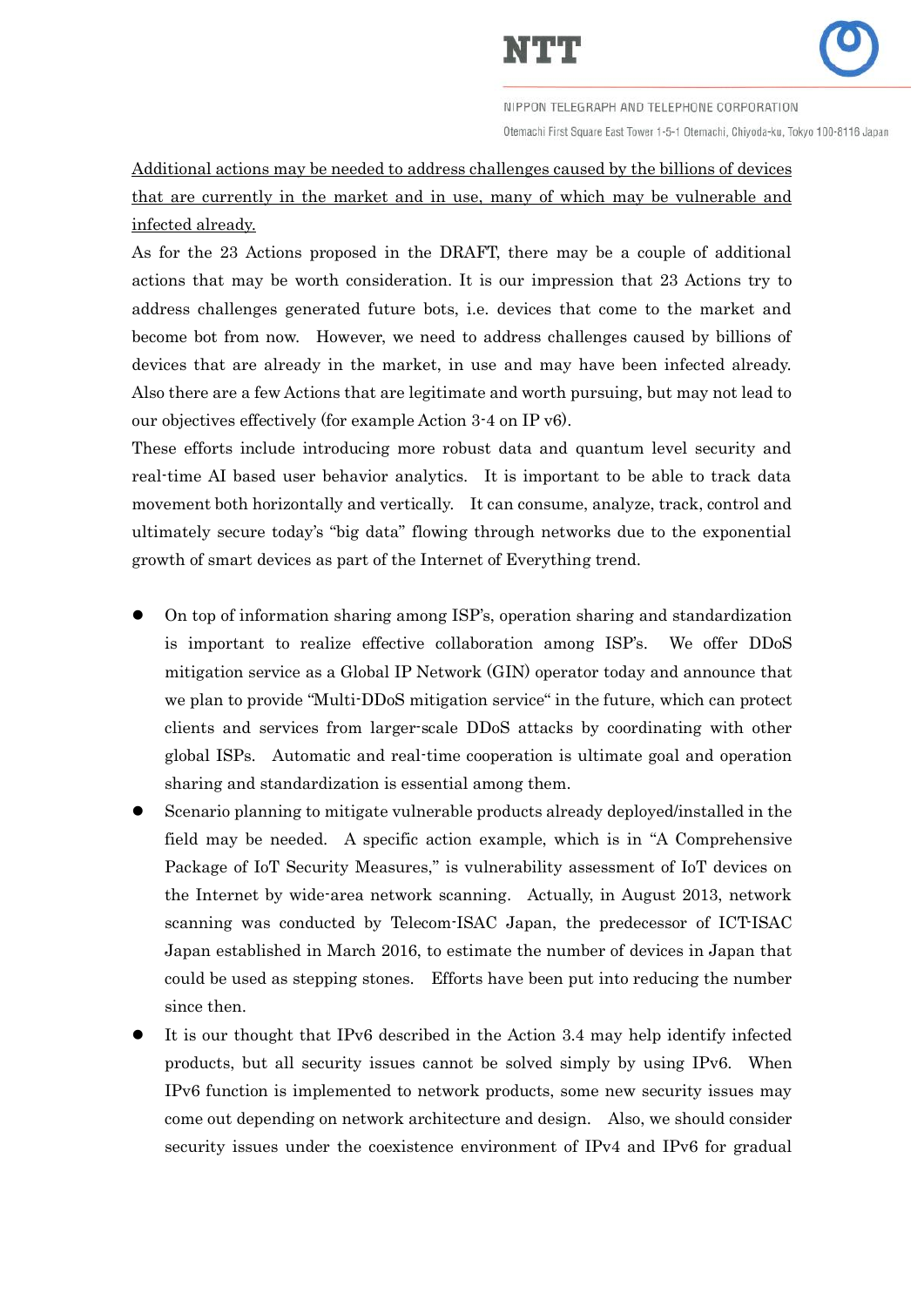Additional actions may be needed to address challenges caused by the billions of devices that are currently in the market and in use, many of which may be vulnerable and infected already.

As for the 23 Actions proposed in the DRAFT, there may be a couple of additional actions that may be worth consideration. It is our impression that 23 Actions try to address challenges generated future bots, i.e. devices that come to the market and become bot from now. However, we need to address challenges caused by billions of devices that are already in the market, in use and may have been infected already. Also there are a few Actions that are legitimate and worth pursuing, but may not lead to our objectives effectively (for example Action 3-4 on IP v6).

These efforts include introducing more robust data and quantum level security and real-time AI based user behavior analytics. It is important to be able to track data movement both horizontally and vertically. It can consume, analyze, track, control and ultimately secure today's "big data" flowing through networks due to the exponential growth of smart devices as part of the Internet of Everything trend.

- On top of information sharing among ISP's, operation sharing and standardization is important to realize effective collaboration among ISP's. We offer DDoS mitigation service as a Global IP Network (GIN) operator today and announce that we plan to provide "Multi-DDoS mitigation service" in the future, which can protect clients and services from larger-scale DDoS attacks by coordinating with other global ISPs. Automatic and real-time cooperation is ultimate goal and operation sharing and standardization is essential among them.
- Scenario planning to mitigate vulnerable products already deployed/installed in the field may be needed. A specific action example, which is in "A Comprehensive Package of IoT Security Measures," is vulnerability assessment of IoT devices on the Internet by wide-area network scanning. Actually, in August 2013, network scanning was conducted by Telecom-ISAC Japan, the predecessor of ICT-ISAC Japan established in March 2016, to estimate the number of devices in Japan that could be used as stepping stones. Efforts have been put into reducing the number since then.
- It is our thought that IPv6 described in the Action 3.4 may help identify infected products, but all security issues cannot be solved simply by using IPv6. When IPv6 function is implemented to network products, some new security issues may come out depending on network architecture and design. Also, we should consider security issues under the coexistence environment of IPv4 and IPv6 for gradual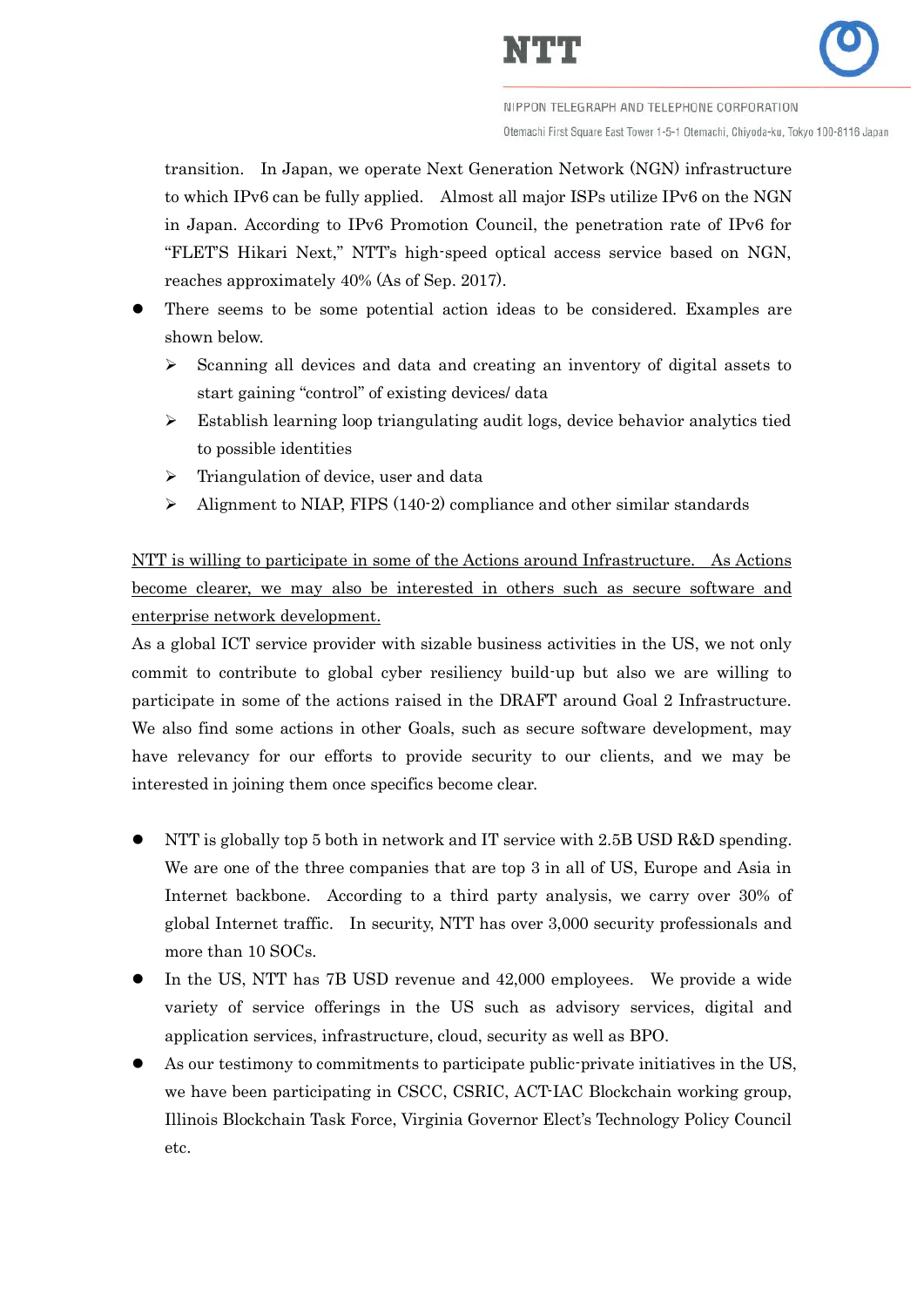transition. In Japan, we operate Next Generation Network (NGN) infrastructure to which IPv6 can be fully applied. Almost all major ISPs utilize IPv6 on the NGN in Japan. According to IPv6 Promotion Council, the penetration rate of IPv6 for "FLET'S Hikari Next," NTT's high-speed optical access service based on NGN, reaches approximately 40% (As of Sep. 2017).

- There seems to be some potential action ideas to be considered. Examples are shown below.
  - Scanning all devices and data and creating an inventory of digital assets to start gaining "control" of existing devices/ data
  - Establish learning loop triangulating audit logs, device behavior analytics tied to possible identities
  - Triangulation of device, user and data
  - Alignment to NIAP, FIPS (140-2) compliance and other similar standards

<u>NTT is willing to participate in some of the Actions around Infrastructure. As Actions become clearer, we may also be interested in others such as secure software and enterprise network development.</u>

As a global ICT service provider with sizable business activities in the US, we not only commit to contribute to global cyber resiliency build-up but also we are willing to participate in some of the actions raised in the DRAFT around Goal 2 Infrastructure. We also find some actions in other Goals, such as secure software development, may have relevancy for our efforts to provide security to our clients, and we may be interested in joining them once specifics become clear.

- NTT is globally top 5 both in network and IT service with 2.5B USD R&D spending. We are one of the three companies that are top 3 in all of US, Europe and Asia in Internet backbone. According to a third party analysis, we carry over 30% of global Internet traffic. In security, NTT has over 3,000 security professionals and more than 10 SOCs.
- In the US, NTT has 7B USD revenue and 42,000 employees. We provide a wide variety of service offerings in the US such as advisory services, digital and application services, infrastructure, cloud, security as well as BPO.
- As our testimony to commitments to participate public-private initiatives in the US, we have been participating in CSCC, CSRIC, ACT-IAC Blockchain working group, Illinois Blockchain Task Force, Virginia Governor Elect's Technology Policy Council etc.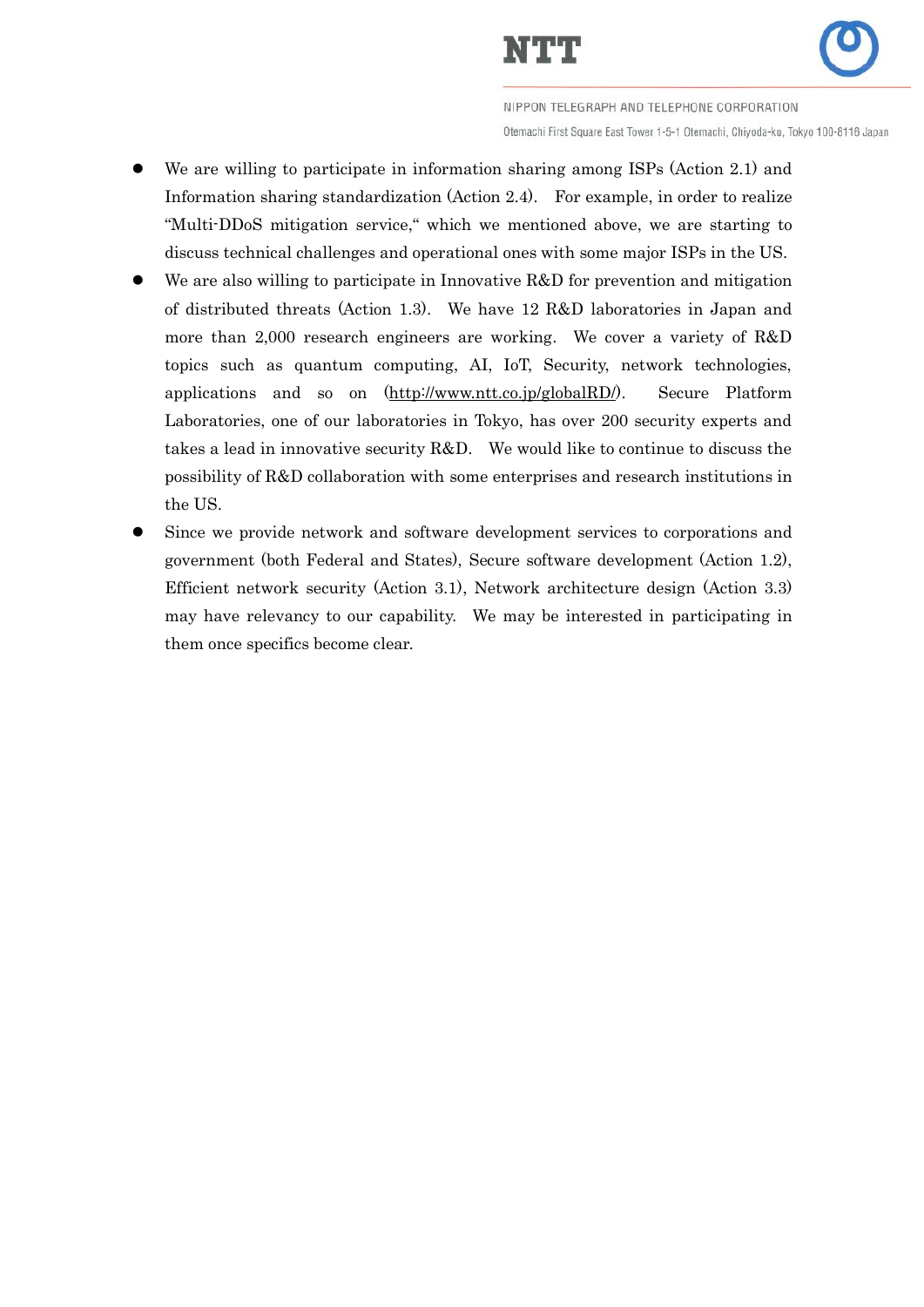- We are willing to participate in information sharing among ISPs (Action 2.1) and Information sharing standardization (Action 2.4). For example, in order to realize "Multi-DDoS mitigation service," which we mentioned above, we are starting to discuss technical challenges and operational ones with some major ISPs in the US.
- We are also willing to participate in Innovative R&D for prevention and mitigation of distributed threats (Action 1.3). We have 12 R&D laboratories in Japan and more than 2,000 research engineers are working. We cover a variety of R&D topics such as quantum computing, AI, IoT, Security, network technologies, applications and so on (http://www.ntt.co.jp/globalRD/). Secure Platform Laboratories, one of our laboratories in Tokyo, has over 200 security experts and takes a lead in innovative security R&D. We would like to continue to discuss the possibility of R&D collaboration with some enterprises and research institutions in the US.
- Since we provide network and software development services to corporations and government (both Federal and States), Secure software development (Action 1.2), Efficient network security (Action 3.1), Network architecture design (Action 3.3) may have relevancy to our capability. We may be interested in participating in them once specifics become clear.